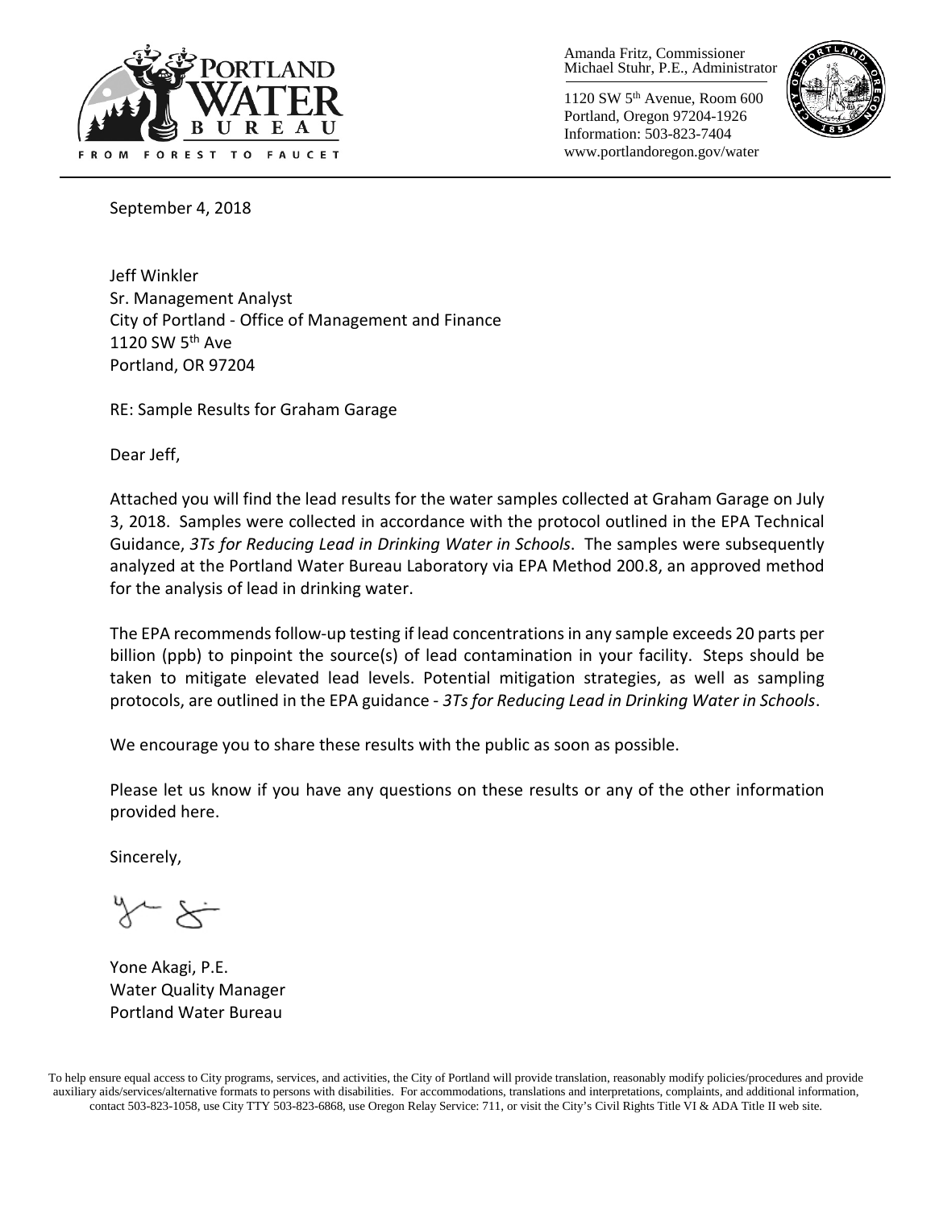PORTLAND WATER BUREAU

FROM FOREST TO FAUCET

Amanda Fritz, Commissioner
Michael Stuhr, P.E., Administrator

1120 SW 5th Avenue, Room 600
Portland, Oregon 97204-1926
Information: 503-823-7404
www.portlandoregon.gov/water

September 4, 2018

Jeff Winkler
Sr. Management Analyst
City of Portland - Office of Management and Finance
1120 SW 5th Ave
Portland, OR 97204

RE: Sample Results for Graham Garage

Dear Jeff,

Attached you will find the lead results for the water samples collected at Graham Garage on July 3, 2018. Samples were collected in accordance with the protocol outlined in the EPA Technical Guidance, *3Ts for Reducing Lead in Drinking Water in Schools*. The samples were subsequently analyzed at the Portland Water Bureau Laboratory via EPA Method 200.8, an approved method for the analysis of lead in drinking water.

The EPA recommends follow-up testing if lead concentrations in any sample exceeds 20 parts per billion (ppb) to pinpoint the source(s) of lead contamination in your facility. Steps should be taken to mitigate elevated lead levels. Potential mitigation strategies, as well as sampling protocols, are outlined in the EPA guidance - *3Ts for Reducing Lead in Drinking Water in Schools*.

We encourage you to share these results with the public as soon as possible.

Please let us know if you have any questions on these results or any of the other information provided here.

Sincerely,

Yone Akagi, P.E.
Water Quality Manager
Portland Water Bureau

To help ensure equal access to City programs, services, and activities, the City of Portland will provide translation, reasonably modify policies/procedures and provide auxiliary aids/services/alternative formats to persons with disabilities. For accommodations, translations and interpretations, complaints, and additional information, contact 503-823-1058, use City TTY 503-823-6868, use Oregon Relay Service: 711, or visit the City's Civil Rights Title VI & ADA Title II web site.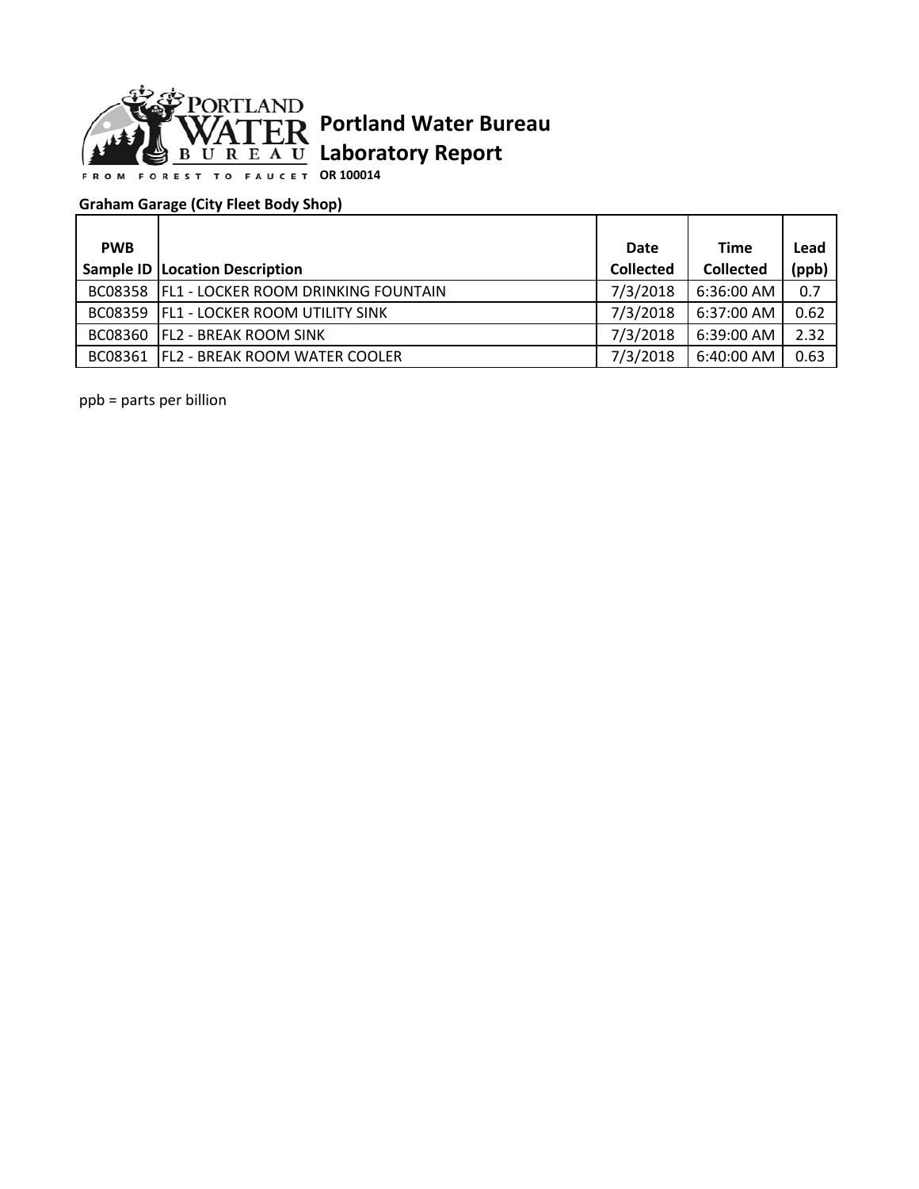# Portland Water Bureau

## Laboratory Report

**OR 100014**

**Graham Garage (City Fleet Body Shop)**

| PWB Sample ID | Location Description | Date Collected | Time Collected | Lead (ppb) |
|---|---|---|---|---|
| BC08358 | FL1 - LOCKER ROOM DRINKING FOUNTAIN | 7/3/2018 | 6:36:00 AM | 0.7 |
| BC08359 | FL1 - LOCKER ROOM UTILITY SINK | 7/3/2018 | 6:37:00 AM | 0.62 |
| BC08360 | FL2 - BREAK ROOM SINK | 7/3/2018 | 6:39:00 AM | 2.32 |
| BC08361 | FL2 - BREAK ROOM WATER COOLER | 7/3/2018 | 6:40:00 AM | 0.63 |

ppb = parts per billion